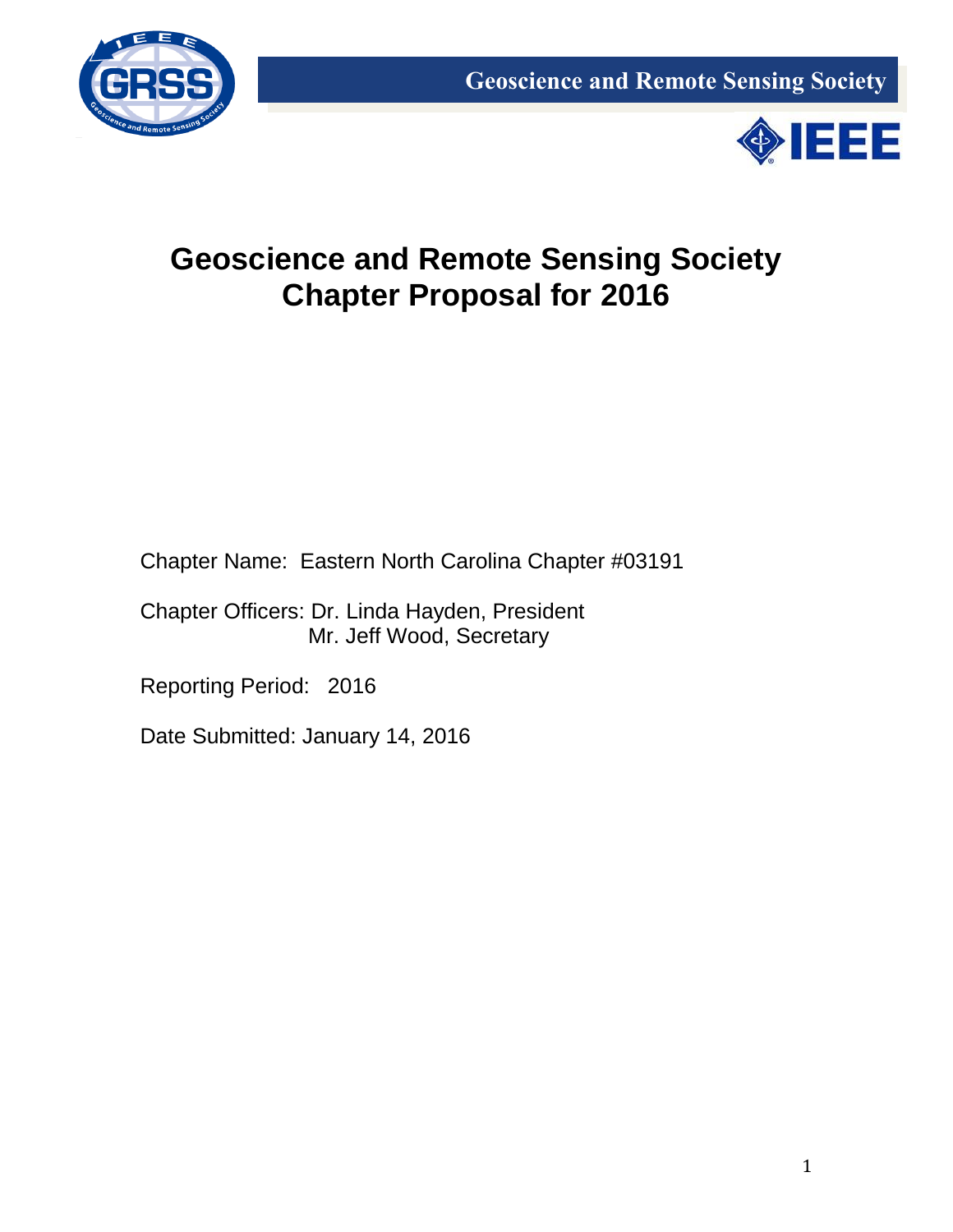Geoscience and Remote Sensing Society

# Geoscience and Remote Sensing Society Chapter Proposal for 2016

Chapter Name: Eastern North Carolina Chapter #03191

Chapter Officers: Dr. Linda Hayden, President
Mr. Jeff Wood, Secretary

Reporting Period: 2016

Date Submitted: January 14, 2016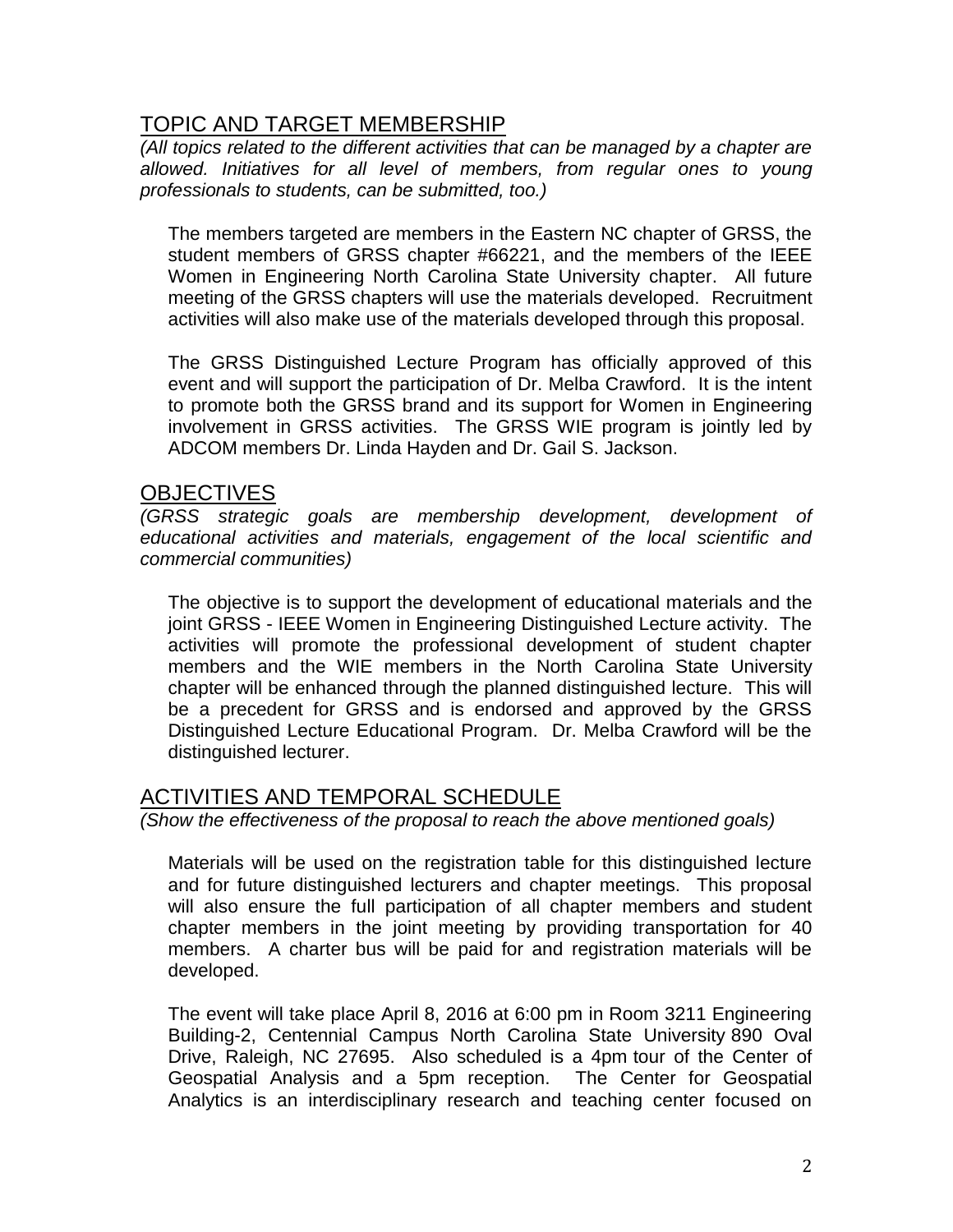## TOPIC AND TARGET MEMBERSHIP

*(All topics related to the different activities that can be managed by a chapter are allowed. Initiatives for all level of members, from regular ones to young professionals to students, can be submitted, too.)*

The members targeted are members in the Eastern NC chapter of GRSS, the student members of GRSS chapter #66221, and the members of the IEEE Women in Engineering North Carolina State University chapter. All future meeting of the GRSS chapters will use the materials developed. Recruitment activities will also make use of the materials developed through this proposal.

The GRSS Distinguished Lecture Program has officially approved of this event and will support the participation of Dr. Melba Crawford. It is the intent to promote both the GRSS brand and its support for Women in Engineering involvement in GRSS activities. The GRSS WIE program is jointly led by ADCOM members Dr. Linda Hayden and Dr. Gail S. Jackson.

## OBJECTIVES

*(GRSS strategic goals are membership development, development of educational activities and materials, engagement of the local scientific and commercial communities)*

The objective is to support the development of educational materials and the joint GRSS - IEEE Women in Engineering Distinguished Lecture activity. The activities will promote the professional development of student chapter members and the WIE members in the North Carolina State University chapter will be enhanced through the planned distinguished lecture. This will be a precedent for GRSS and is endorsed and approved by the GRSS Distinguished Lecture Educational Program. Dr. Melba Crawford will be the distinguished lecturer.

## ACTIVITIES AND TEMPORAL SCHEDULE

*(Show the effectiveness of the proposal to reach the above mentioned goals)*

Materials will be used on the registration table for this distinguished lecture and for future distinguished lecturers and chapter meetings. This proposal will also ensure the full participation of all chapter members and student chapter members in the joint meeting by providing transportation for 40 members. A charter bus will be paid for and registration materials will be developed.

The event will take place April 8, 2016 at 6:00 pm in Room 3211 Engineering Building-2, Centennial Campus North Carolina State University 890 Oval Drive, Raleigh, NC 27695. Also scheduled is a 4pm tour of the Center of Geospatial Analysis and a 5pm reception. The Center for Geospatial Analytics is an interdisciplinary research and teaching center focused on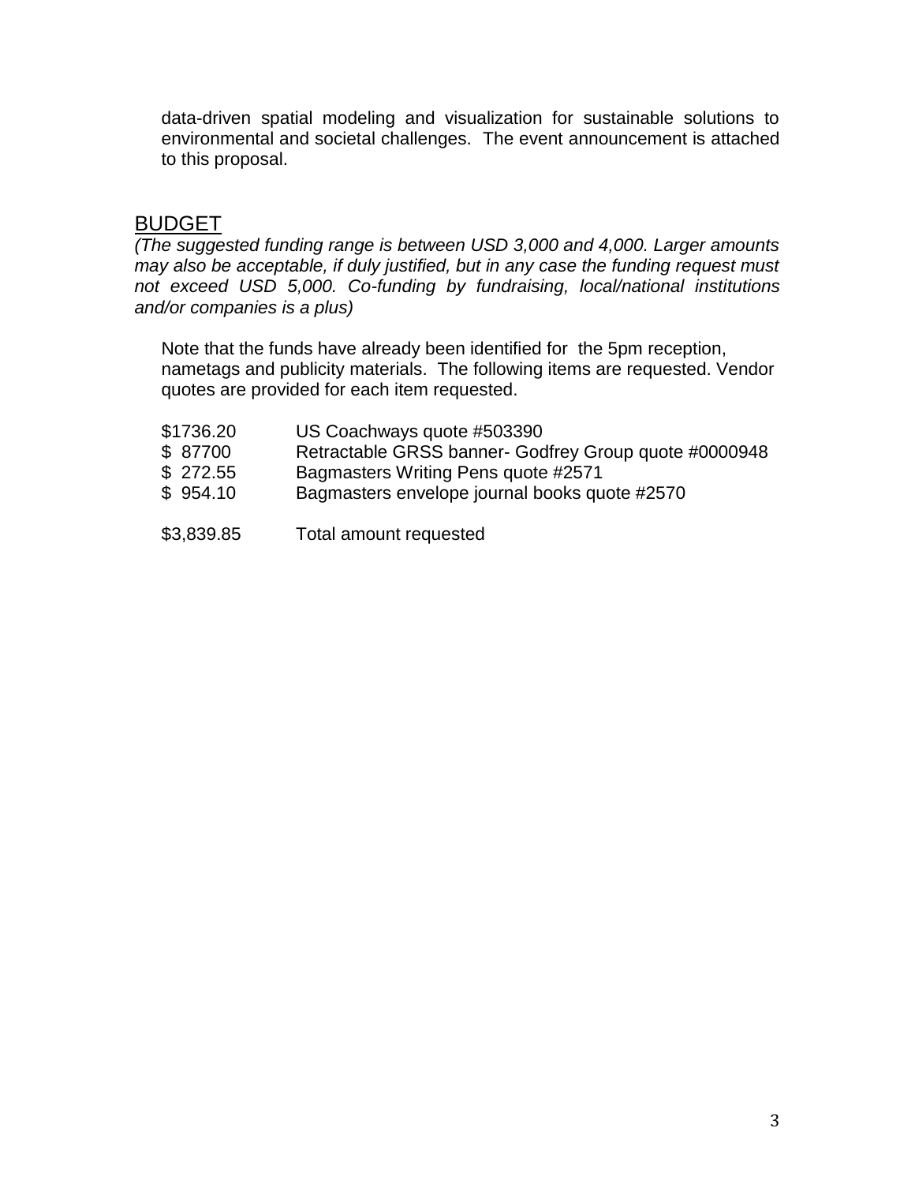data-driven spatial modeling and visualization for sustainable solutions to environmental and societal challenges. The event announcement is attached to this proposal.

## BUDGET

*(The suggested funding range is between USD 3,000 and 4,000. Larger amounts may also be acceptable, if duly justified, but in any case the funding request must not exceed USD 5,000. Co-funding by fundraising, local/national institutions and/or companies is a plus)*

Note that the funds have already been identified for the 5pm reception, nametags and publicity materials. The following items are requested. Vendor quotes are provided for each item requested.

| | |
|---|---|
| $1736.20 | US Coachways quote #503390 |
| $ 87700 | Retractable GRSS banner- Godfrey Group quote #0000948 |
| $ 272.55 | Bagmasters Writing Pens quote #2571 |
| $ 954.10 | Bagmasters envelope journal books quote #2570 |
| $3,839.85 | Total amount requested |